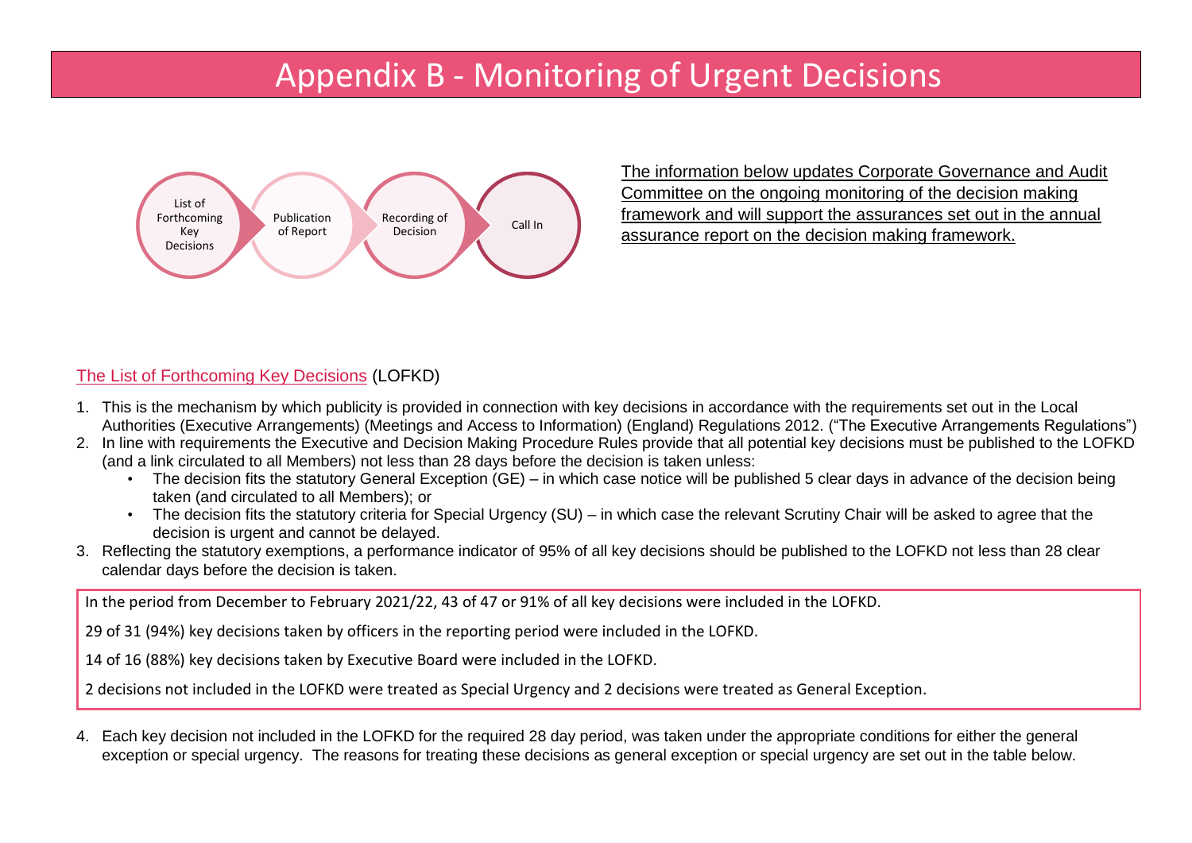# Appendix B - Monitoring of Urgent Decisions

List of Forthcoming Key Decisions → Publication of Report → Recording of Decision → Call In

The information below updates Corporate Governance and Audit Committee on the ongoing monitoring of the decision making framework and will support the assurances set out in the annual assurance report on the decision making framework.

## The List of Forthcoming Key Decisions (LOFKD)

1. This is the mechanism by which publicity is provided in connection with key decisions in accordance with the requirements set out in the Local Authorities (Executive Arrangements) (Meetings and Access to Information) (England) Regulations 2012. ("The Executive Arrangements Regulations")
2. In line with requirements the Executive and Decision Making Procedure Rules provide that all potential key decisions must be published to the LOFKD (and a link circulated to all Members) not less than 28 days before the decision is taken unless:
   - The decision fits the statutory General Exception (GE) – in which case notice will be published 5 clear days in advance of the decision being taken (and circulated to all Members); or
   - The decision fits the statutory criteria for Special Urgency (SU) – in which case the relevant Scrutiny Chair will be asked to agree that the decision is urgent and cannot be delayed.
3. Reflecting the statutory exemptions, a performance indicator of 95% of all key decisions should be published to the LOFKD not less than 28 clear calendar days before the decision is taken.

In the period from December to February 2021/22, 43 of 47 or 91% of all key decisions were included in the LOFKD.

29 of 31 (94%) key decisions taken by officers in the reporting period were included in the LOFKD.

14 of 16 (88%) key decisions taken by Executive Board were included in the LOFKD.

2 decisions not included in the LOFKD were treated as Special Urgency and 2 decisions were treated as General Exception.

4. Each key decision not included in the LOFKD for the required 28 day period, was taken under the appropriate conditions for either the general exception or special urgency. The reasons for treating these decisions as general exception or special urgency are set out in the table below.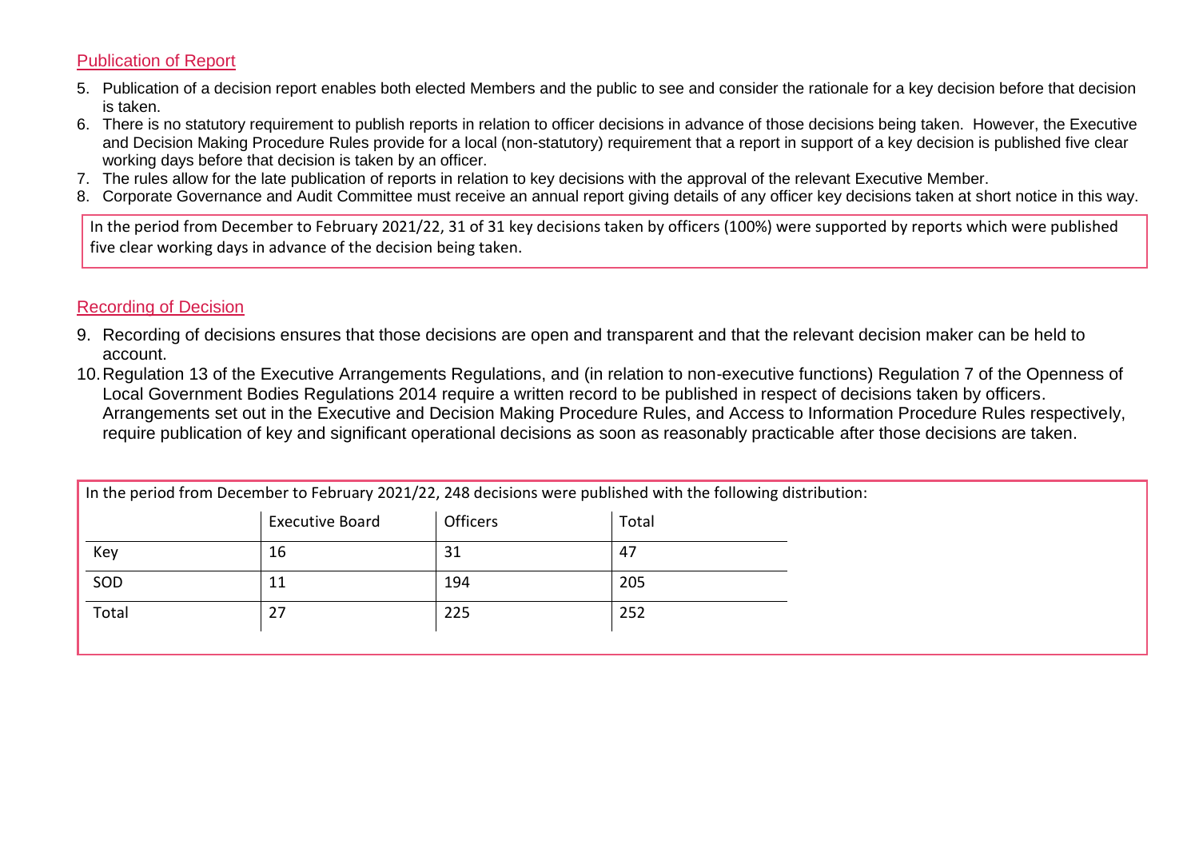## Publication of Report

5. Publication of a decision report enables both elected Members and the public to see and consider the rationale for a key decision before that decision is taken.
6. There is no statutory requirement to publish reports in relation to officer decisions in advance of those decisions being taken. However, the Executive and Decision Making Procedure Rules provide for a local (non-statutory) requirement that a report in support of a key decision is published five clear working days before that decision is taken by an officer.
7. The rules allow for the late publication of reports in relation to key decisions with the approval of the relevant Executive Member.
8. Corporate Governance and Audit Committee must receive an annual report giving details of any officer key decisions taken at short notice in this way.

In the period from December to February 2021/22, 31 of 31 key decisions taken by officers (100%) were supported by reports which were published five clear working days in advance of the decision being taken.

## Recording of Decision

9. Recording of decisions ensures that those decisions are open and transparent and that the relevant decision maker can be held to account.
10. Regulation 13 of the Executive Arrangements Regulations, and (in relation to non-executive functions) Regulation 7 of the Openness of Local Government Bodies Regulations 2014 require a written record to be published in respect of decisions taken by officers. Arrangements set out in the Executive and Decision Making Procedure Rules, and Access to Information Procedure Rules respectively, require publication of key and significant operational decisions as soon as reasonably practicable after those decisions are taken.

In the period from December to February 2021/22, 248 decisions were published with the following distribution:

| | Executive Board | Officers | Total |
|---|---|---|---|
| Key | 16 | 31 | 47 |
| SOD | 11 | 194 | 205 |
| Total | 27 | 225 | 252 |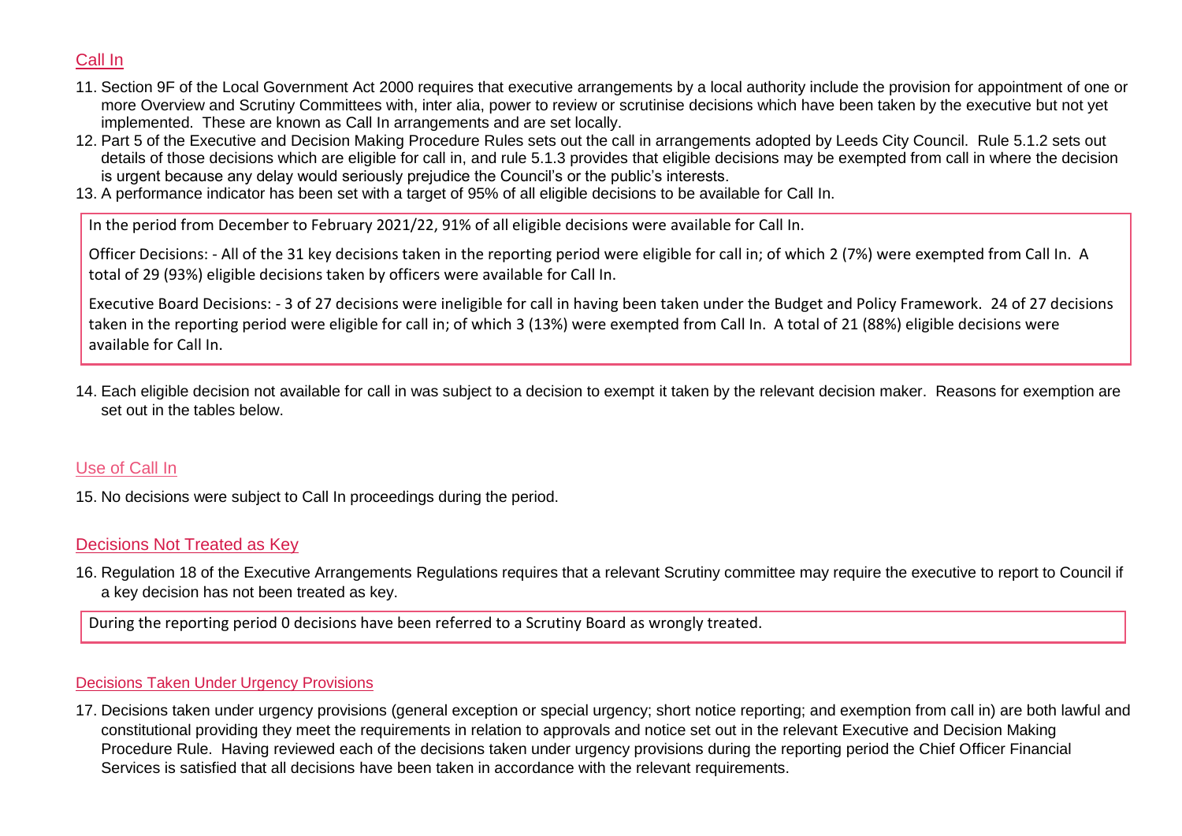## Call In

11. Section 9F of the Local Government Act 2000 requires that executive arrangements by a local authority include the provision for appointment of one or more Overview and Scrutiny Committees with, inter alia, power to review or scrutinise decisions which have been taken by the executive but not yet implemented. These are known as Call In arrangements and are set locally.
12. Part 5 of the Executive and Decision Making Procedure Rules sets out the call in arrangements adopted by Leeds City Council. Rule 5.1.2 sets out details of those decisions which are eligible for call in, and rule 5.1.3 provides that eligible decisions may be exempted from call in where the decision is urgent because any delay would seriously prejudice the Council's or the public's interests.
13. A performance indicator has been set with a target of 95% of all eligible decisions to be available for Call In.

> In the period from December to February 2021/22, 91% of all eligible decisions were available for Call In.
>
> Officer Decisions: - All of the 31 key decisions taken in the reporting period were eligible for call in; of which 2 (7%) were exempted from Call In. A total of 29 (93%) eligible decisions taken by officers were available for Call In.
>
> Executive Board Decisions: - 3 of 27 decisions were ineligible for call in having been taken under the Budget and Policy Framework. 24 of 27 decisions taken in the reporting period were eligible for call in; of which 3 (13%) were exempted from Call In. A total of 21 (88%) eligible decisions were available for Call In.

14. Each eligible decision not available for call in was subject to a decision to exempt it taken by the relevant decision maker. Reasons for exemption are set out in the tables below.

## Use of Call In

15. No decisions were subject to Call In proceedings during the period.

## Decisions Not Treated as Key

16. Regulation 18 of the Executive Arrangements Regulations requires that a relevant Scrutiny committee may require the executive to report to Council if a key decision has not been treated as key.

> During the reporting period 0 decisions have been referred to a Scrutiny Board as wrongly treated.

## Decisions Taken Under Urgency Provisions

17. Decisions taken under urgency provisions (general exception or special urgency; short notice reporting; and exemption from call in) are both lawful and constitutional providing they meet the requirements in relation to approvals and notice set out in the relevant Executive and Decision Making Procedure Rule. Having reviewed each of the decisions taken under urgency provisions during the reporting period the Chief Officer Financial Services is satisfied that all decisions have been taken in accordance with the relevant requirements.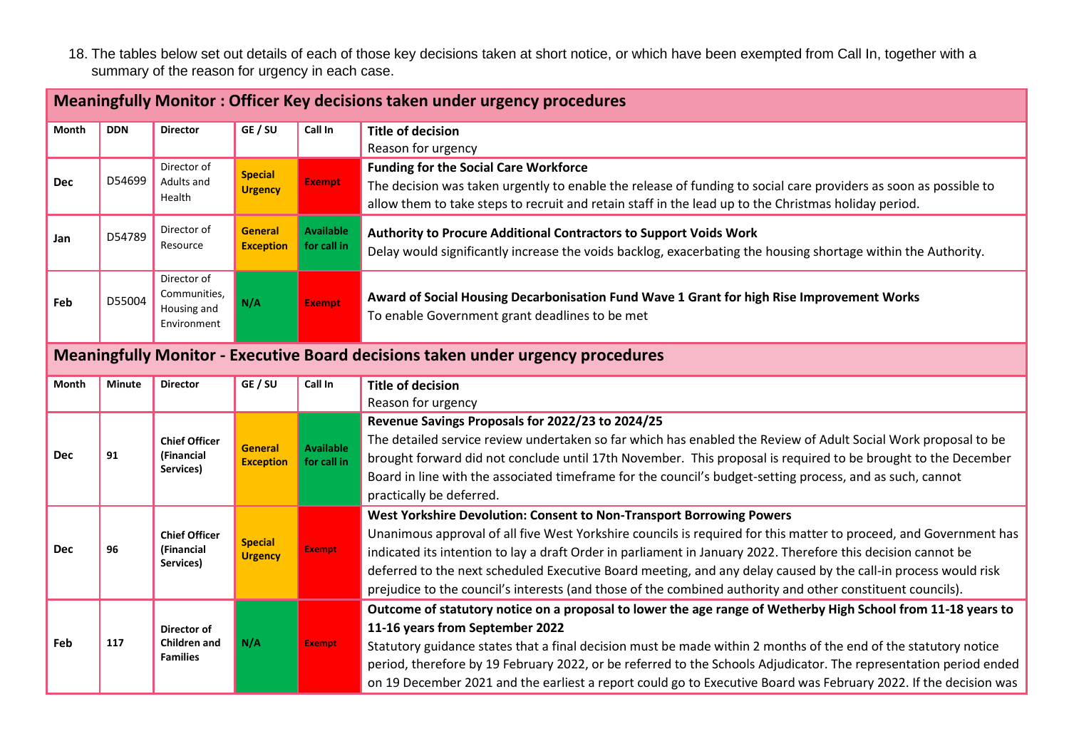18. The tables below set out details of each of those key decisions taken at short notice, or which have been exempted from Call In, together with a summary of the reason for urgency in each case.

| Meaningfully Monitor : Officer Key decisions taken under urgency procedures | | | | | |
|---|---|---|---|---|---|
| **Month** | **DDN** | **Director** | **GE / SU** | **Call In** | **Title of decision**<br>Reason for urgency |
| **Dec** | D54699 | Director of Adults and Health | **Special Urgency** | **Exempt** | **Funding for the Social Care Workforce**<br>The decision was taken urgently to enable the release of funding to social care providers as soon as possible to allow them to take steps to recruit and retain staff in the lead up to the Christmas holiday period. |
| **Jan** | D54789 | Director of Resource | **General Exception** | **Available for call in** | **Authority to Procure Additional Contractors to Support Voids Work**<br>Delay would significantly increase the voids backlog, exacerbating the housing shortage within the Authority. |
| **Feb** | D55004 | Director of Communities, Housing and Environment | **N/A** | **Exempt** | **Award of Social Housing Decarbonisation Fund Wave 1 Grant for high Rise Improvement Works**<br>To enable Government grant deadlines to be met |

| Meaningfully Monitor - Executive Board decisions taken under urgency procedures | | | | | |
|---|---|---|---|---|---|
| **Month** | **Minute** | **Director** | **GE / SU** | **Call In** | **Title of decision**<br>Reason for urgency |
| **Dec** | **91** | **Chief Officer (Financial Services)** | **General Exception** | **Available for call in** | **Revenue Savings Proposals for 2022/23 to 2024/25**<br>The detailed service review undertaken so far which has enabled the Review of Adult Social Work proposal to be brought forward did not conclude until 17th November. This proposal is required to be brought to the December Board in line with the associated timeframe for the council's budget-setting process, and as such, cannot practically be deferred. |
| **Dec** | **96** | **Chief Officer (Financial Services)** | **Special Urgency** | **Exempt** | **West Yorkshire Devolution: Consent to Non-Transport Borrowing Powers**<br>Unanimous approval of all five West Yorkshire councils is required for this matter to proceed, and Government has indicated its intention to lay a draft Order in parliament in January 2022. Therefore this decision cannot be deferred to the next scheduled Executive Board meeting, and any delay caused by the call-in process would risk prejudice to the council's interests (and those of the combined authority and other constituent councils). |
| **Feb** | **117** | **Director of Children and Families** | **N/A** | **Exempt** | **Outcome of statutory notice on a proposal to lower the age range of Wetherby High School from 11-18 years to 11-16 years from September 2022**<br>Statutory guidance states that a final decision must be made within 2 months of the end of the statutory notice period, therefore by 19 February 2022, or be referred to the Schools Adjudicator. The representation period ended on 19 December 2021 and the earliest a report could go to Executive Board was February 2022. If the decision was |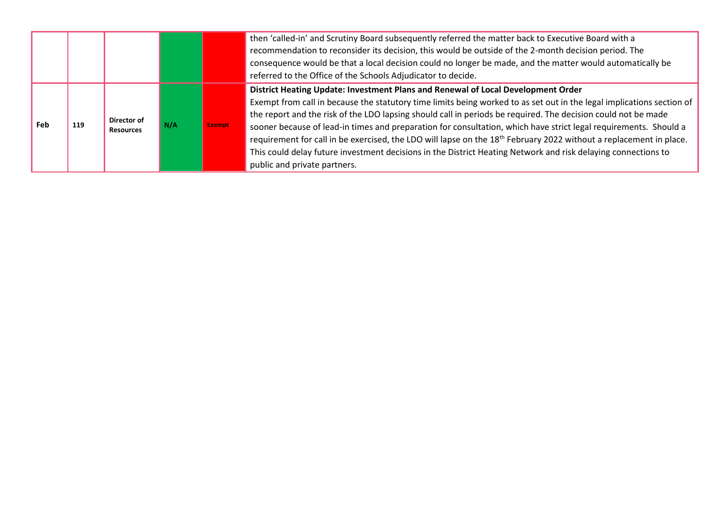| | | | | | |
|---|---|---|---|---|---|
| | | | | | then 'called-in' and Scrutiny Board subsequently referred the matter back to Executive Board with a recommendation to reconsider its decision, this would be outside of the 2-month decision period. The consequence would be that a local decision could no longer be made, and the matter would automatically be referred to the Office of the Schools Adjudicator to decide. |
| **Feb** | **119** | **Director of Resources** | **N/A** | **Exempt** | **District Heating Update: Investment Plans and Renewal of Local Development Order** Exempt from call in because the statutory time limits being worked to as set out in the legal implications section of the report and the risk of the LDO lapsing should call in periods be required. The decision could not be made sooner because of lead-in times and preparation for consultation, which have strict legal requirements. Should a requirement for call in be exercised, the LDO will lapse on the 18th February 2022 without a replacement in place. This could delay future investment decisions in the District Heating Network and risk delaying connections to public and private partners. |